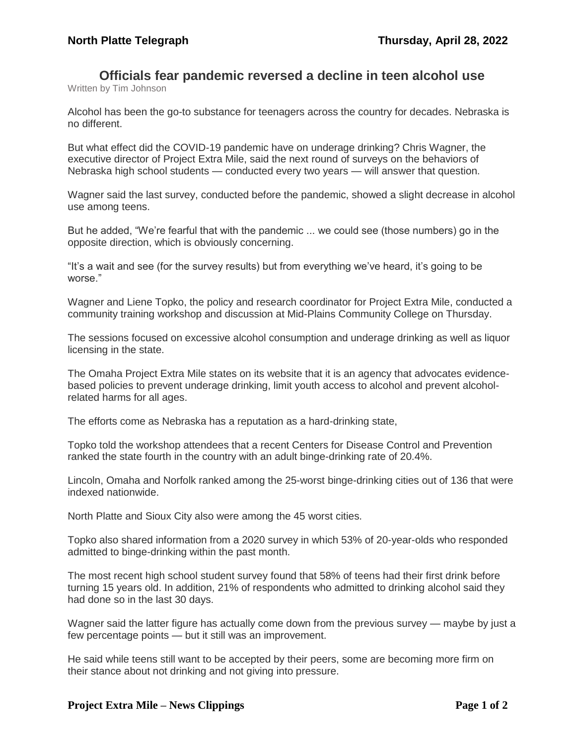**North Platte Telegraph** **Thursday, April 28, 2022**

# Officials fear pandemic reversed a decline in teen alcohol use

Written by Tim Johnson

Alcohol has been the go-to substance for teenagers across the country for decades. Nebraska is no different.

But what effect did the COVID-19 pandemic have on underage drinking? Chris Wagner, the executive director of Project Extra Mile, said the next round of surveys on the behaviors of Nebraska high school students — conducted every two years — will answer that question.

Wagner said the last survey, conducted before the pandemic, showed a slight decrease in alcohol use among teens.

But he added, "We're fearful that with the pandemic ... we could see (those numbers) go in the opposite direction, which is obviously concerning.

"It's a wait and see (for the survey results) but from everything we've heard, it's going to be worse."

Wagner and Liene Topko, the policy and research coordinator for Project Extra Mile, conducted a community training workshop and discussion at Mid-Plains Community College on Thursday.

The sessions focused on excessive alcohol consumption and underage drinking as well as liquor licensing in the state.

The Omaha Project Extra Mile states on its website that it is an agency that advocates evidence-based policies to prevent underage drinking, limit youth access to alcohol and prevent alcohol-related harms for all ages.

The efforts come as Nebraska has a reputation as a hard-drinking state,

Topko told the workshop attendees that a recent Centers for Disease Control and Prevention ranked the state fourth in the country with an adult binge-drinking rate of 20.4%.

Lincoln, Omaha and Norfolk ranked among the 25-worst binge-drinking cities out of 136 that were indexed nationwide.

North Platte and Sioux City also were among the 45 worst cities.

Topko also shared information from a 2020 survey in which 53% of 20-year-olds who responded admitted to binge-drinking within the past month.

The most recent high school student survey found that 58% of teens had their first drink before turning 15 years old. In addition, 21% of respondents who admitted to drinking alcohol said they had done so in the last 30 days.

Wagner said the latter figure has actually come down from the previous survey — maybe by just a few percentage points — but it still was an improvement.

He said while teens still want to be accepted by their peers, some are becoming more firm on their stance about not drinking and not giving into pressure.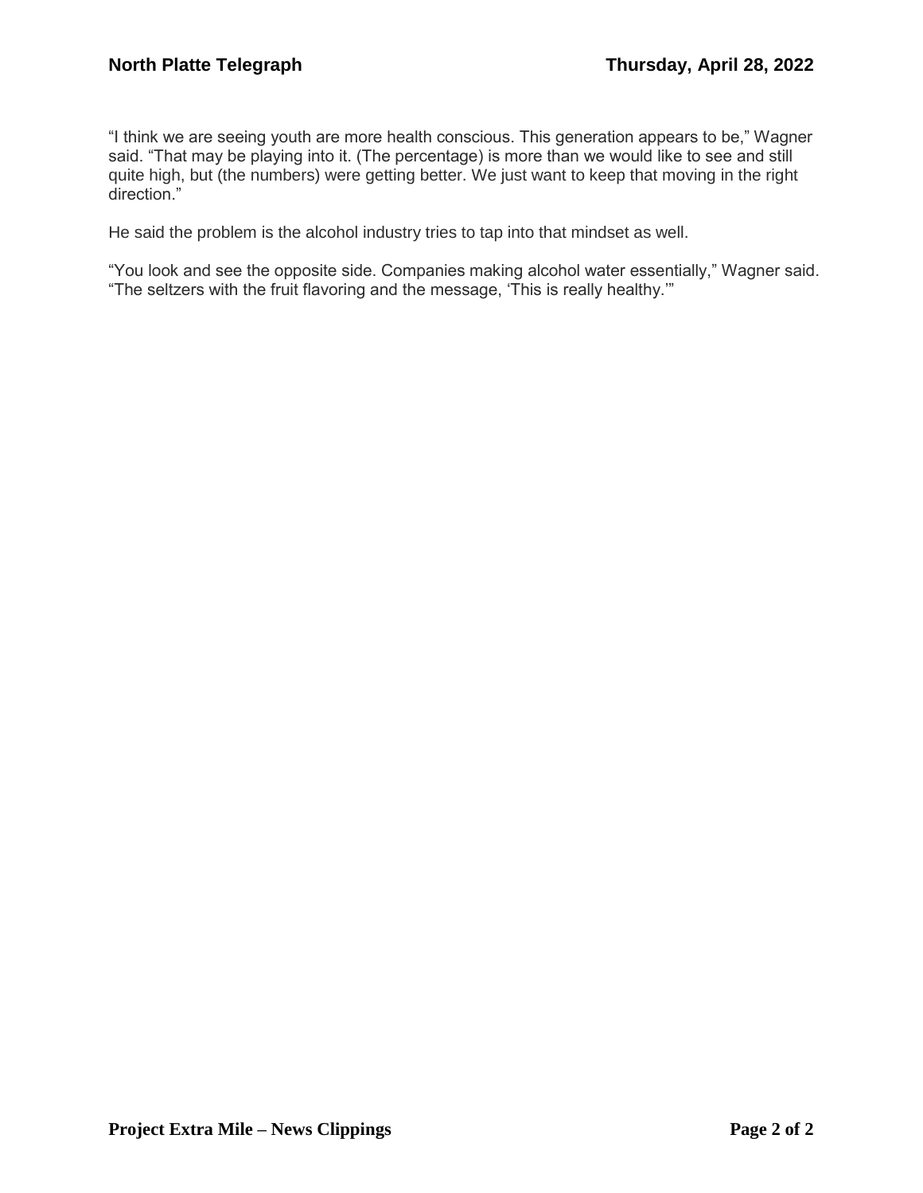"I think we are seeing youth are more health conscious. This generation appears to be," Wagner said. "That may be playing into it. (The percentage) is more than we would like to see and still quite high, but (the numbers) were getting better. We just want to keep that moving in the right direction."

He said the problem is the alcohol industry tries to tap into that mindset as well.

"You look and see the opposite side. Companies making alcohol water essentially," Wagner said. "The seltzers with the fruit flavoring and the message, 'This is really healthy.'"